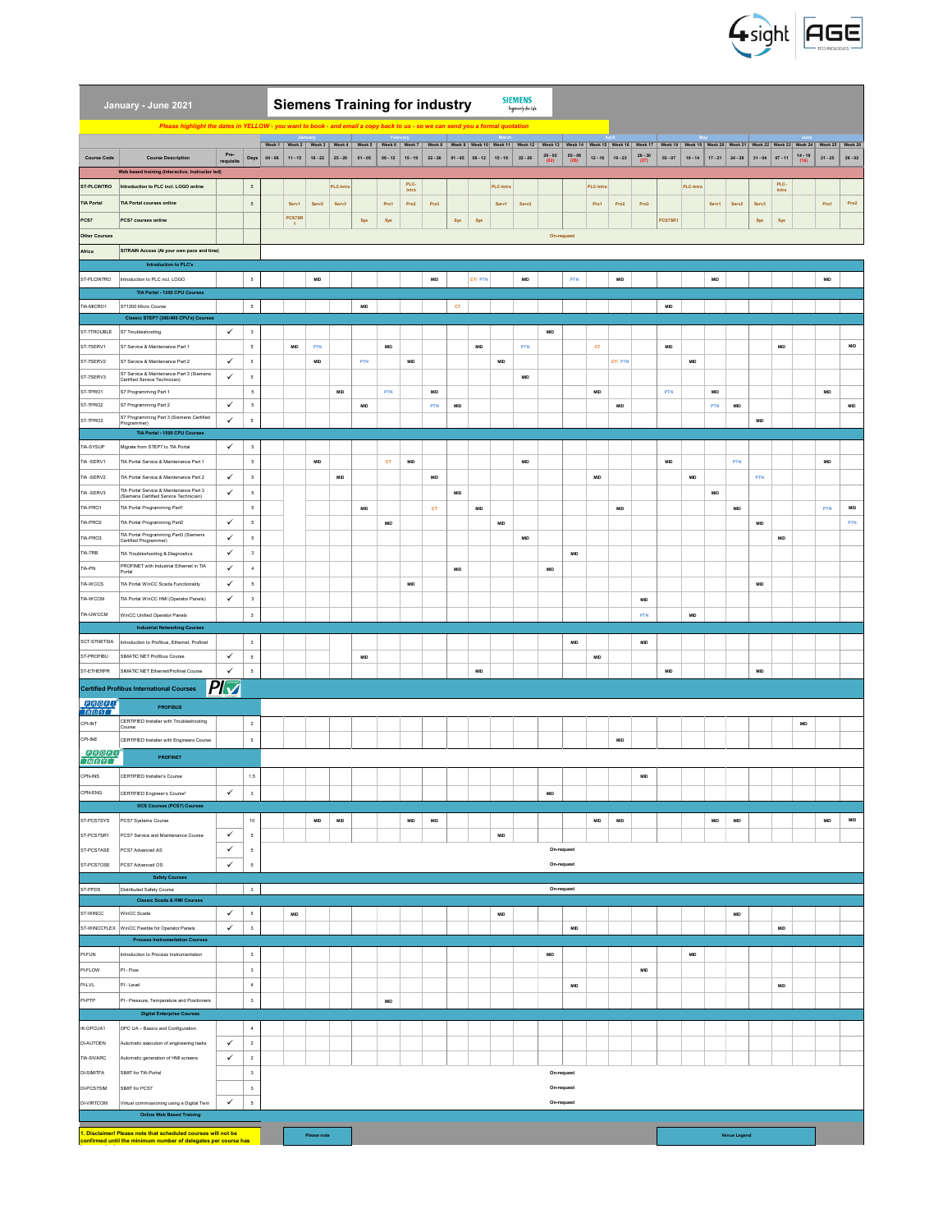# Siemens Training for industry

**January - June 2021**

*Please highlight the dates in YELLOW - you want to book - and email a copy back to us - so we can send you a formal quotation*

| Course Code | Course Description | Pre-requisite | Days | Week 1 | Week 2 | Week 3 | Week 4 | Week 5 | Week 6 | Week 7 | Week 8 | Week 9 | Week 10 | Week 11 | Week 12 | Week 13 | Week 14 | Week 15 | Week 16 | Week 17 | Week 18 | Week 19 | Week 20 | Week 21 | Week 22 | Week 23 | Week 24 | Week 25 | Week 26 |
|---|---|---|---|---|---|---|---|---|---|---|---|---|---|---|---|---|---|---|---|---|---|---|---|---|---|---|---|---|---|
| | | | | January | | | | February | | | | March | | | | | April | | | | May | | | | | June | | | |
| | | | | 04 - 08 | 11 - 15 | 18 - 22 | 25 - 29 | 01 - 05 | 08 - 12 | 15 - 19 | 22 - 26 | 01 - 05 | 08 - 12 | 15 - 19 | 22 - 26 | 29 - 02 (02) | 05 - 09 (05) | 12 - 16 | 19 - 23 | 26 - 30 (27) | 03 - 07 | 10 - 14 | 17 - 21 | 24 - 28 | 31 - 04 | 07 - 11 | 14 - 18 (16) | 21 - 25 | 28 - 02 |
| **Web based training (Interactive, Instructor led)** | | | | | | | | | | | | | | | | | | | | | | | | | | | | | |
| **ST-PLCINTRO** | **Introduction to PLC incl. LOGO online** | | 5 | | | | PLC-Intro | | | PLC-Intro | | | | PLC-Intro | | | | PLC-Intro | | | | PLC-Intro | | | | PLC-Intro | | | |
| **TIA Portal** | **TIA Portal courses online** | | 5 | | Serv1 | Serv2 | Serv3 | | Pro1 | Pro2 | Pro3 | | | Serv1 | Serv2 | | | Pro1 | Pro2 | Pro3 | | | Serv1 | Serv2 | Serv3 | | | Pro1 | Pro2 |
| **PCS7** | **PCS7 courses online** | | | | PCS7SR1 | | | Sys | Sys | | | Sys | Sys | | | | | | | | PCS7SR1 | | | | Sys | Sys | | | |
| **Other Courses** | | | | | | | | | | | | | | | | On-request | | | | | | | | | | | | | |
| **Africa** | **SITRAIN Access (At your own pace and time)** | | | | | | | | | | | | | | | | | | | | | | | | | | | | |
| **Introduction to PLC's** | | | | | | | | | | | | | | | | | | | | | | | | | | | | | |
| ST-PLCINTRO | Introduction to PLC incl. LOGO | | 5 | | | MID | | | | | MID | | CT/ PTN | | MID | | PTN | | MID | | | | MID | | | | | MID | |
| **TIA Portal - 1200 CPU Courses** | | | | | | | | | | | | | | | | | | | | | | | | | | | | | |
| TIA-MICRO1 | S71200 Micro Course | | 5 | | | | | MID | | | | CT | | | | | | | | | MID | | | | | | | | |
| **Classic STEP7 (300/400 CPU's) Courses** | | | | | | | | | | | | | | | | | | | | | | | | | | | | | |
| ST-7TROUBLE | S7 Troubleshooting | ✓ | 3 | | | | | | | | | | | | | MID | | | | | | | | | | | | | |
| ST-7SERV1 | S7 Service & Maintenance Part 1 | | 5 | | MID | PTN | | | MID | | | | MID | | PTN | | | CT | | | MID | | | | | MID | | | MID |
| ST-7SERV2 | S7 Service & Maintenance Part 2 | ✓ | 5 | | | MID | | PTN | | MID | | | | MID | | | | | CT/ PTN | | | MID | | | | | | | |
| ST-7SERV3 | S7 Service & Maintenance Part 3 (Siemens Certified Service Technician) | ✓ | 5 | | | | | | | | | | | | MID | | | | | | | | | | | | | | |
| ST-7PRO1 | S7 Programming Part 1 | | 5 | | | | MID | | PTN | | MID | | | | | | | MID | | | PTN | | MID | | | | | MID | |
| ST-7PRO2 | S7 Programming Part 2 | ✓ | 5 | | | | | MID | | | PTN | MID | | | | | | | MID | | | | PTN | MID | | | | | MID |
| ST-7PRO3 | S7 Programming Part 3 (Siemens Certified Programmer) | ✓ | 5 | | | | | | | | | | | | | | | | | | | | | | MID | | | | |
| **TIA Portal - 1500 CPU Courses** | | | | | | | | | | | | | | | | | | | | | | | | | | | | | |
| TIA-SYSUP | Migrate from STEP7 to TIA Portal | ✓ | 5 | | | | | | | | | | | | | | | | | | | | | | | | | | |
| TIA -SERV1 | TIA Portal Service & Maintenance Part 1 | | 5 | | | MID | | | CT | MID | | | | | MID | | | | | | MID | | | PTN | | | | MID | |
| TIA -SERV2 | TIA Portal Service & Maintenance Part 2 | ✓ | 5 | | | | MID | | | | MID | | | | | | | MID | | | | MID | | | PTN | | | | |
| TIA -SERV3 | TIA Portal Service & Maintenance Part 3 (Siemens Certified Service Technician) | ✓ | 5 | | | | | | | | | MID | | | | | | | | | | | MID | | | | | | |
| TIA-PRO1 | TIA Portal Programming Part1 | | 5 | | | | | MID | | | CT | | MID | | | | | | MID | | | | | MID | | | | PTN | MID |
| TIA-PRO2 | TIA Portal Programming Part2 | ✓ | 5 | | | | | | MID | | | | | MID | | | | | | | | | | | MID | | | | PTN |
| TIA-PRO3 | TIA Portal Programming Part3 (Siemens Certified Programmer) | ✓ | 5 | | | | | | | | | | | | MID | | | | | | | | | | | MID | | | |
| TIA-TRB | TIA Troubleshooting & Diagnostics | ✓ | 3 | | | | | | | | | | | | | | MID | | | | | | | | | | | | |
| TIA-PN | PROFINET with Industrial Ethernet in TIA Portal | ✓ | 4 | | | | | | | | | MID | | | | MID | | | | | | | | | | | | | |
| TIA-WCCS | TIA Portal WinCC Scada Functionality | ✓ | 5 | | | | | | | MID | | | | | | | | | | | | | | | MID | | | | |
| TIA-WCCM | TIA Portal WinCC HMI (Operator Panels) | ✓ | 3 | | | | | | | | | | | | | | | | | MID | | | | | | | | | |
| TIA-UWCCM | WinCC Unified Operator Panels | | 3 | | | | | | | | | | | | | | | | | PTN | | MID | | | | | | | |
| **Industrial Networking Courses** | | | | | | | | | | | | | | | | | | | | | | | | | | | | | |
| SCT-S7NETSIA | Introduction to Profibus, Ethernet, Profinet | | 3 | | | | | | | | | | | | | | MID | | | MID | | | | | | | | | |
| ST-PROFIBU | SIMATIC NET Profibus Course | ✓ | 5 | | | | | MID | | | | | | | | | | MID | | | | | | | | | | | |
| ST-ETHERPR | SIMATIC NET Ethernet/Profinet Course | ✓ | 5 | | | | | | | | | | MID | | | | | | | | MID | | | | MID | | | | |
| **Certified Profibus International Courses** | | | | | | | | | | | | | | | | | | | | | | | | | | | | | |
| **PROFIBUS** | | | | | | | | | | | | | | | | | | | | | | | | | | | | | |
| CPI-INT | CERTIFIED Installer with Troubleshooting Course | | 2 | | | | | | | | | | | | | | | | | | | | | | | | MID | | |
| CPI-INE | CERTIFIED Installer with Engineers Course | | 5 | | | | | | | | | | | | | | | | MID | | | | | | | | | | |
| **PROFINET** | | | | | | | | | | | | | | | | | | | | | | | | | | | | | |
| CPN-INS | CERTIFIED Installer's Course | | 1.5 | | | | | | | | | | | | | | | | | MID | | | | | | | | | |
| CPN-ENG | CERTIFIED Engineer's Course* | ✓ | 3 | | | | | | | | | | | | | MID | | | | | | | | | | | | | |
| **DCS Courses (PCS7) Courses** | | | | | | | | | | | | | | | | | | | | | | | | | | | | | |
| ST-PCS7SYS | PCS7 Systems Course | | 10 | | | MID | MID | | | MID | MID | | | | | | | MID | MID | | | | MID | MID | | | | MID | MID |
| ST-PCS7SR1 | PCS7 Service and Maintenance Course | ✓ | 5 | | | | | | | | | | | MID | | | | | | | | | | | | | | | |
| ST-PCS7ASE | PCS7 Advanced AS | ✓ | 5 | | | | | | | | | | | | | On-request | | | | | | | | | | | | | |
| ST-PCS7OSE | PCS7 Advanced OS | ✓ | 5 | | | | | | | | | | | | | On-request | | | | | | | | | | | | | |
| **Safety Courses** | | | | | | | | | | | | | | | | | | | | | | | | | | | | | |
| ST-PPDS | Distributed Safety Course | | 3 | | | | | | | | | | | | | On-request | | | | | | | | | | | | | |
| **Classic Scada & HMI Courses** | | | | | | | | | | | | | | | | | | | | | | | | | | | | | |
| ST-WINCC | WinCC Scada | ✓ | 5 | | MID | | | | | | | | | MID | | | | | | | | | | MID | | | | | |
| ST-WINCCFLEX | WinCC Flexible for Operator Panels | ✓ | 3 | | | | | | | | | | | | | | MID | | | | | | | | | MID | | | |
| **Process Instrumentation Courses** | | | | | | | | | | | | | | | | | | | | | | | | | | | | | |
| PI-FUN | Introduction to Process Instrumentation | | 3 | | | | | | | | | | | | | MID | | | | | | MID | | | | | | | |
| PI-FLOW | PI - Flow | | 3 | | | | | | | | | | | | | | | | | MID | | | | | | | | | |
| PI-LVL | PI - Level | | 4 | | | | | | | | | | | | | | MID | | | | | | | | | MID | | | |
| PI-PTP | PI - Pressure, Temperature and Positioners | | 3 | | | | | | MID | | | | | | | | | | | | | | | | | | | | |
| **Digital Enterprise Courses** | | | | | | | | | | | | | | | | | | | | | | | | | | | | | |
| IK-OPCUA1 | OPC UA – Basics and Configuration | | 4 | | | | | | | | | | | | | | | | | | | | | | | | | | |
| DI-AUTOEN | Automatic execution of engineering tasks | ✓ | 2 | | | | | | | | | | | | | | | | | | | | | | | | | | |
| TIA-SIVARC | Automatic generation of HMI screens | ✓ | 2 | | | | | | | | | | | | | | | | | | | | | | | | | | |
| DI-SIMITFA | SIMIT for TIA-Portal | | 3 | | | | | | | | | | | | | On-request | | | | | | | | | | | | | |
| DI-PCS7SIM | SIMIT for PCS7 | | 3 | | | | | | | | | | | | | On-request | | | | | | | | | | | | | |
| DI-VIRTCOM | Virtual commissioning using a Digital Twin | ✓ | 5 | | | | | | | | | | | | | On-request | | | | | | | | | | | | | |
| **Online Web Based Training** | | | | | | | | | | | | | | | | | | | | | | | | | | | | | |

**1. Disclaimer! Please note that scheduled courses will not be confirmed until the minimum number of delegates per course has**

Please note

Venue Legend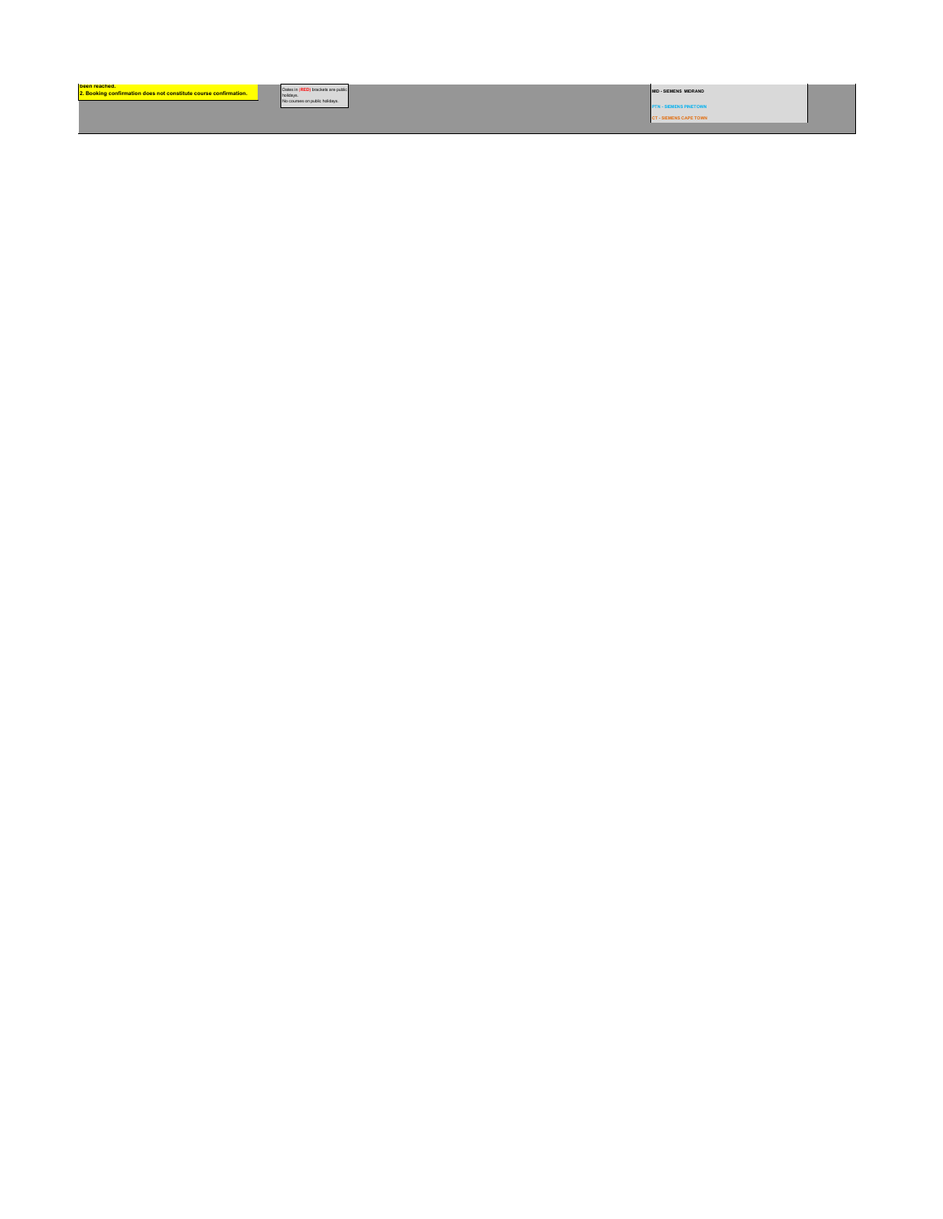**been reached.**
**2. Booking confirmation does not constitute course confirmation.**

Dates in (RED) brackets are public holidays.
No courses on public holidays.

**MID - SIEMENS MIDRAND**

**PTN - SIEMENS PINETOWN**

**CT - SIEMENS CAPE TOWN**